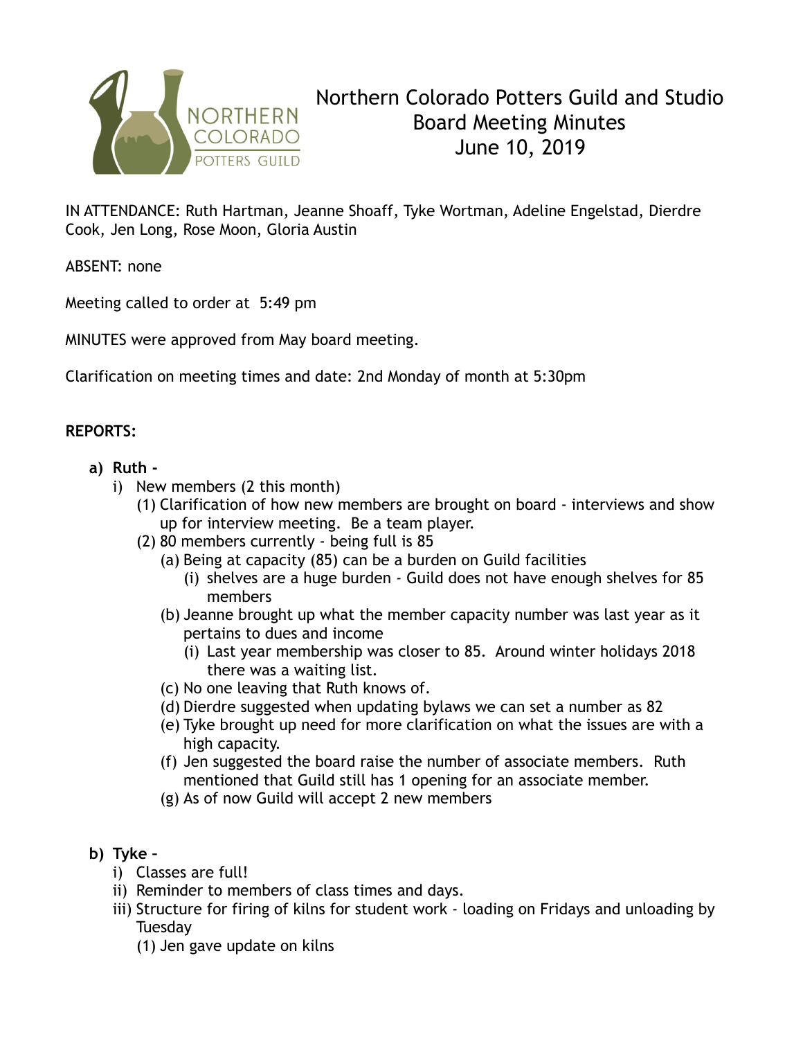# Northern Colorado Potters Guild and Studio Board Meeting Minutes June 10, 2019

IN ATTENDANCE: Ruth Hartman, Jeanne Shoaff, Tyke Wortman, Adeline Engelstad, Dierdre Cook, Jen Long, Rose Moon, Gloria Austin

ABSENT: none

Meeting called to order at 5:49 pm

MINUTES were approved from May board meeting.

Clarification on meeting times and date: 2nd Monday of month at 5:30pm

**REPORTS:**

a) **Ruth -**
   i) New members (2 this month)
      (1) Clarification of how new members are brought on board - interviews and show up for interview meeting. Be a team player.
      (2) 80 members currently - being full is 85
         (a) Being at capacity (85) can be a burden on Guild facilities
            (i) shelves are a huge burden - Guild does not have enough shelves for 85 members
         (b) Jeanne brought up what the member capacity number was last year as it pertains to dues and income
            (i) Last year membership was closer to 85. Around winter holidays 2018 there was a waiting list.
         (c) No one leaving that Ruth knows of.
         (d) Dierdre suggested when updating bylaws we can set a number as 82
         (e) Tyke brought up need for more clarification on what the issues are with a high capacity.
         (f) Jen suggested the board raise the number of associate members. Ruth mentioned that Guild still has 1 opening for an associate member.
         (g) As of now Guild will accept 2 new members

b) **Tyke –**
   i) Classes are full!
   ii) Reminder to members of class times and days.
   iii) Structure for firing of kilns for student work - loading on Fridays and unloading by Tuesday
      (1) Jen gave update on kilns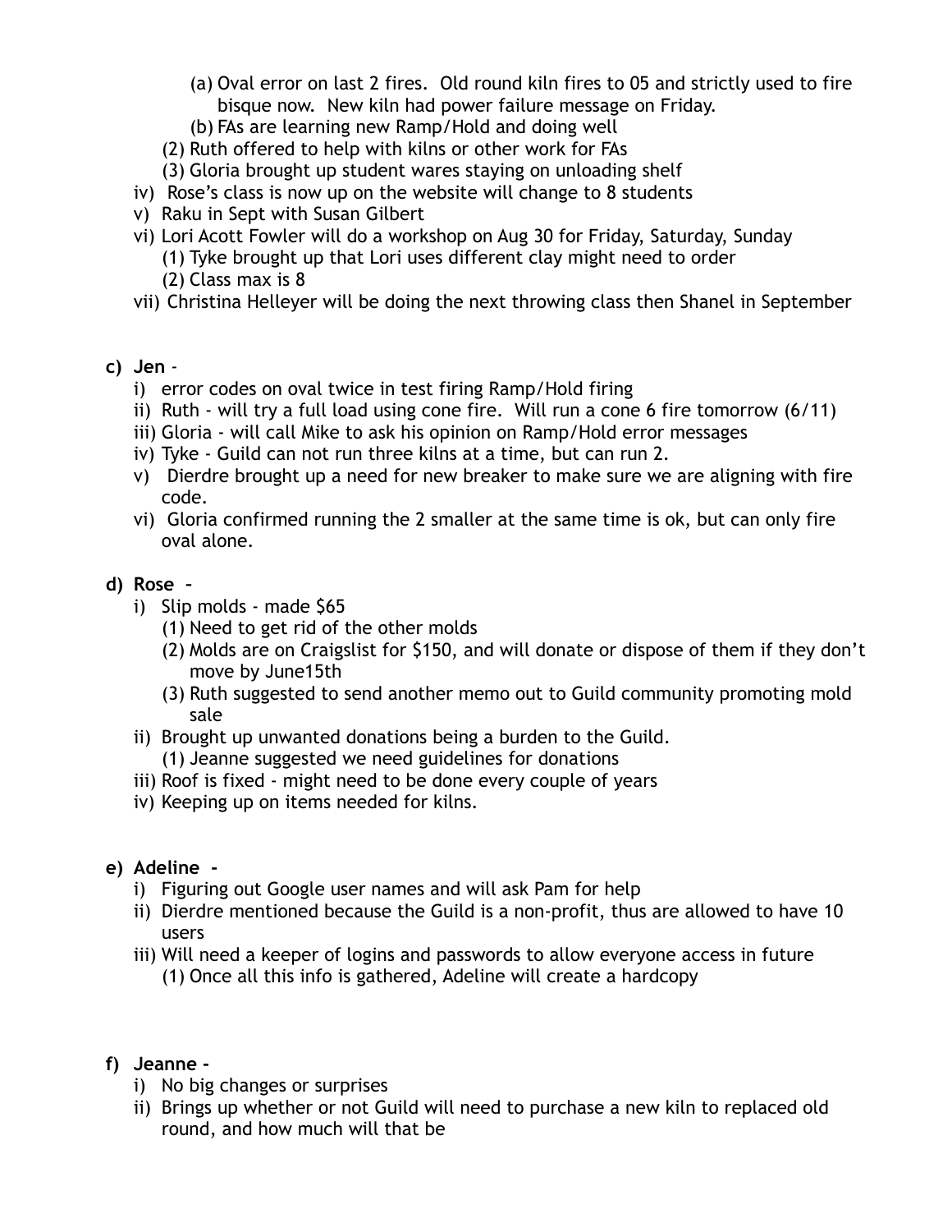- (a) Oval error on last 2 fires. Old round kiln fires to 05 and strictly used to fire bisque now. New kiln had power failure message on Friday.
   - (b) FAs are learning new Ramp/Hold and doing well
  - (2) Ruth offered to help with kilns or other work for FAs
  - (3) Gloria brought up student wares staying on unloading shelf
- iv) Rose's class is now up on the website will change to 8 students
- v) Raku in Sept with Susan Gilbert
- vi) Lori Acott Fowler will do a workshop on Aug 30 for Friday, Saturday, Sunday
  - (1) Tyke brought up that Lori uses different clay might need to order
  - (2) Class max is 8
- vii) Christina Helleyer will be doing the next throwing class then Shanel in September

**c) Jen** -

- i) error codes on oval twice in test firing Ramp/Hold firing
- ii) Ruth - will try a full load using cone fire. Will run a cone 6 fire tomorrow (6/11)
- iii) Gloria - will call Mike to ask his opinion on Ramp/Hold error messages
- iv) Tyke - Guild can not run three kilns at a time, but can run 2.
- v) Dierdre brought up a need for new breaker to make sure we are aligning with fire code.
- vi) Gloria confirmed running the 2 smaller at the same time is ok, but can only fire oval alone.

**d) Rose** –

- i) Slip molds - made $65
  - (1) Need to get rid of the other molds
  - (2) Molds are on Craigslist for $150, and will donate or dispose of them if they don't move by June15th
  - (3) Ruth suggested to send another memo out to Guild community promoting mold sale
- ii) Brought up unwanted donations being a burden to the Guild.
  - (1) Jeanne suggested we need guidelines for donations
- iii) Roof is fixed - might need to be done every couple of years
- iv) Keeping up on items needed for kilns.

**e) Adeline** -

- i) Figuring out Google user names and will ask Pam for help
- ii) Dierdre mentioned because the Guild is a non-profit, thus are allowed to have 10 users
- iii) Will need a keeper of logins and passwords to allow everyone access in future
  - (1) Once all this info is gathered, Adeline will create a hardcopy

**f) Jeanne** -

- i) No big changes or surprises
- ii) Brings up whether or not Guild will need to purchase a new kiln to replaced old round, and how much will that be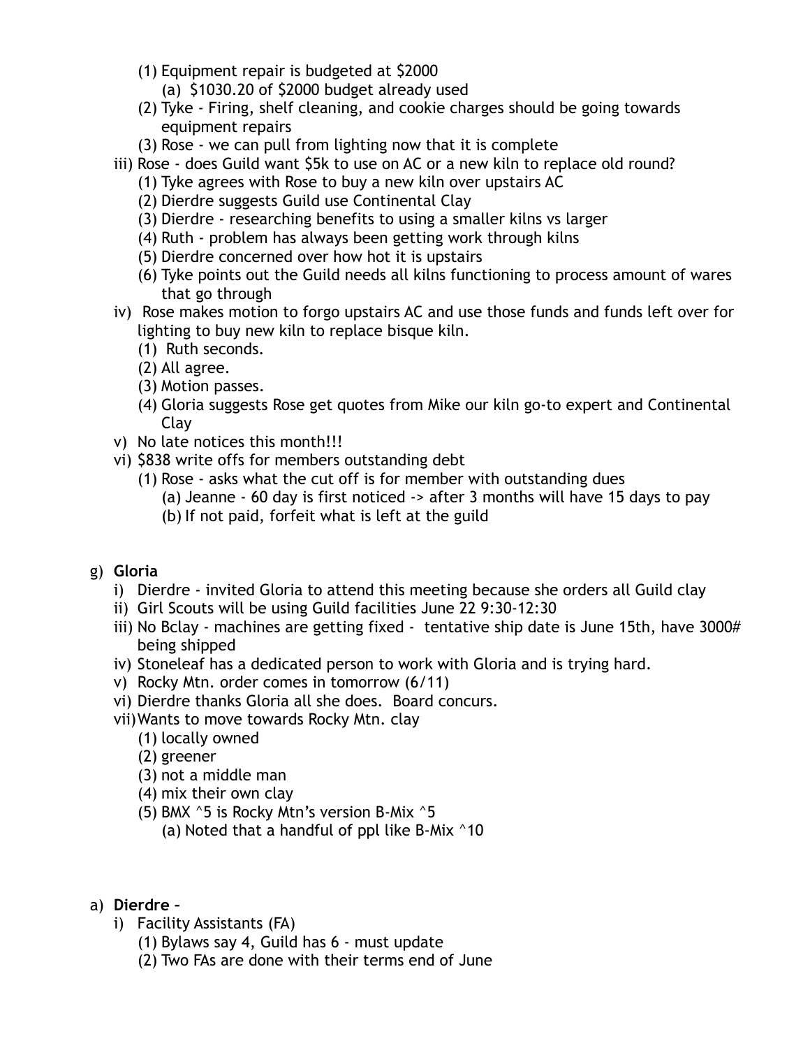(1) Equipment repair is budgeted at $2000
   (a) $1030.20 of $2000 budget already used
(2) Tyke - Firing, shelf cleaning, and cookie charges should be going towards equipment repairs
(3) Rose - we can pull from lighting now that it is complete

iii) Rose - does Guild want $5k to use on AC or a new kiln to replace old round?
   (1) Tyke agrees with Rose to buy a new kiln over upstairs AC
   (2) Dierdre suggests Guild use Continental Clay
   (3) Dierdre - researching benefits to using a smaller kilns vs larger
   (4) Ruth - problem has always been getting work through kilns
   (5) Dierdre concerned over how hot it is upstairs
   (6) Tyke points out the Guild needs all kilns functioning to process amount of wares that go through

iv) Rose makes motion to forgo upstairs AC and use those funds and funds left over for lighting to buy new kiln to replace bisque kiln.
   (1) Ruth seconds.
   (2) All agree.
   (3) Motion passes.
   (4) Gloria suggests Rose get quotes from Mike our kiln go-to expert and Continental Clay

v) No late notices this month!!!

vi) $838 write offs for members outstanding debt
   (1) Rose - asks what the cut off is for member with outstanding dues
      (a) Jeanne - 60 day is first noticed -> after 3 months will have 15 days to pay
      (b) If not paid, forfeit what is left at the guild

g) **Gloria**

i) Dierdre - invited Gloria to attend this meeting because she orders all Guild clay

ii) Girl Scouts will be using Guild facilities June 22 9:30-12:30

iii) No Bclay - machines are getting fixed - tentative ship date is June 15th, have 3000# being shipped

iv) Stoneleaf has a dedicated person to work with Gloria and is trying hard.

v) Rocky Mtn. order comes in tomorrow (6/11)

vi) Dierdre thanks Gloria all she does. Board concurs.

vii) Wants to move towards Rocky Mtn. clay
   (1) locally owned
   (2) greener
   (3) not a middle man
   (4) mix their own clay
   (5) BMX ^5 is Rocky Mtn's version B-Mix ^5
      (a) Noted that a handful of ppl like B-Mix ^10

a) **Dierdre –**

i) Facility Assistants (FA)
   (1) Bylaws say 4, Guild has 6 - must update
   (2) Two FAs are done with their terms end of June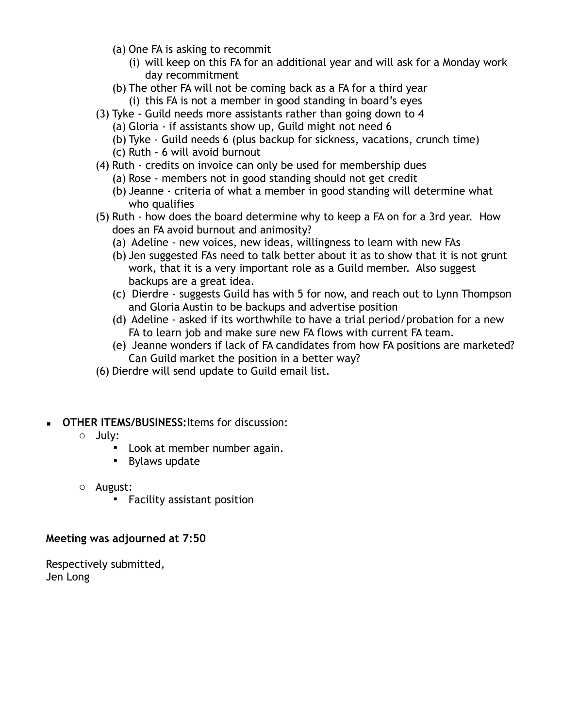(a) One FA is asking to recommit
      (i) will keep on this FA for an additional year and will ask for a Monday work day recommitment
   (b) The other FA will not be coming back as a FA for a third year
      (i) this FA is not a member in good standing in board's eyes

(3) Tyke - Guild needs more assistants rather than going down to 4
   (a) Gloria - if assistants show up, Guild might not need 6
   (b) Tyke - Guild needs 6 (plus backup for sickness, vacations, crunch time)
   (c) Ruth - 6 will avoid burnout

(4) Ruth - credits on invoice can only be used for membership dues
   (a) Rose - members not in good standing should not get credit
   (b) Jeanne - criteria of what a member in good standing will determine what who qualifies

(5) Ruth - how does the board determine why to keep a FA on for a 3rd year. How does an FA avoid burnout and animosity?
   (a) Adeline - new voices, new ideas, willingness to learn with new FAs
   (b) Jen suggested FAs need to talk better about it as to show that it is not grunt work, that it is a very important role as a Guild member. Also suggest backups are a great idea.
   (c) Dierdre - suggests Guild has with 5 for now, and reach out to Lynn Thompson and Gloria Austin to be backups and advertise position
   (d) Adeline - asked if its worthwhile to have a trial period/probation for a new FA to learn job and make sure new FA flows with current FA team.
   (e) Jeanne wonders if lack of FA candidates from how FA positions are marketed? Can Guild market the position in a better way?

(6) Dierdre will send update to Guild email list.

- **OTHER ITEMS/BUSINESS:** Items for discussion:
  - July:
    - Look at member number again.
    - Bylaws update
  - August:
    - Facility assistant position

**Meeting was adjourned at 7:50**

Respectively submitted,
Jen Long